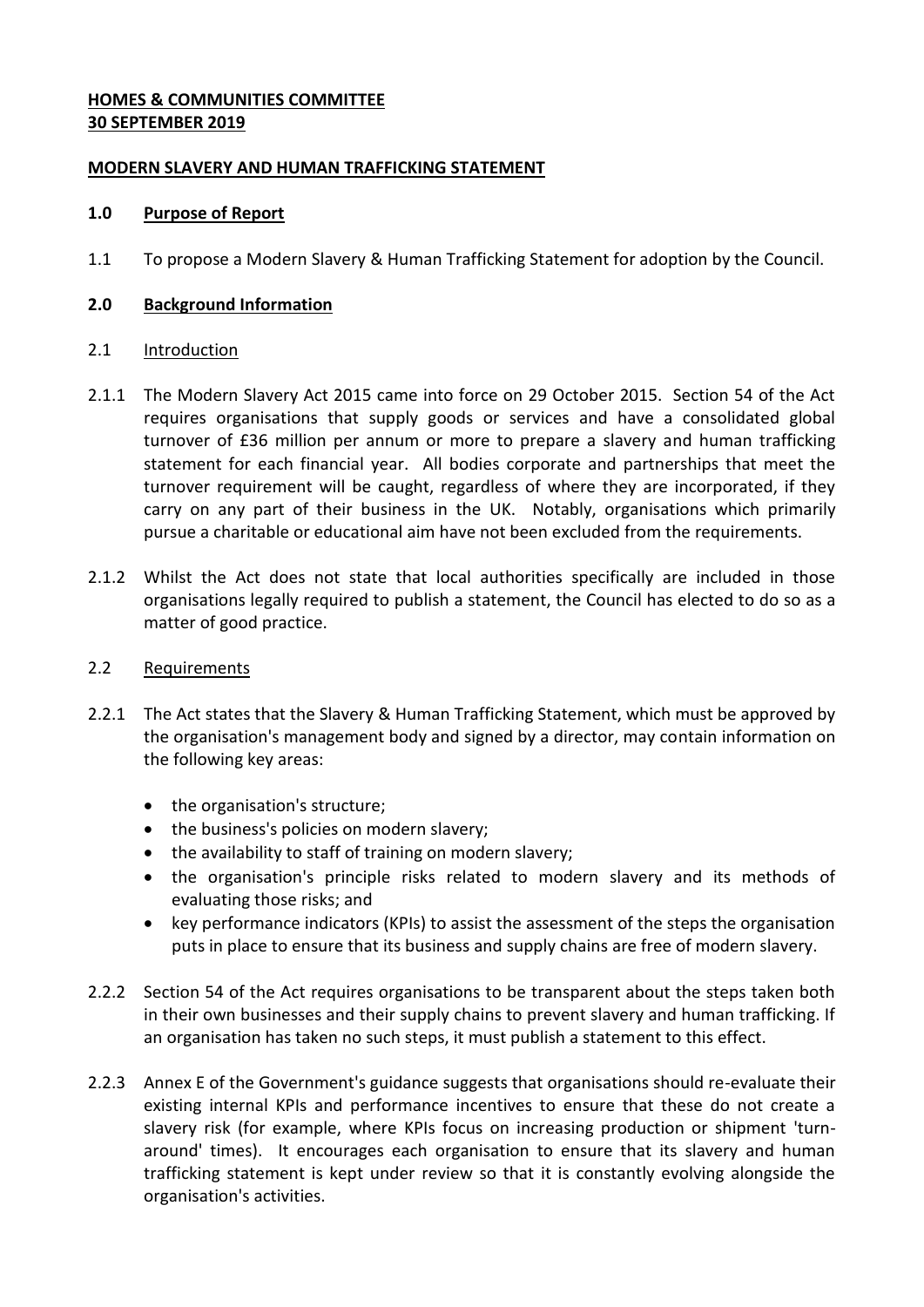**HOMES & COMMUNITIES COMMITTEE**
**30 SEPTEMBER 2019**

**MODERN SLAVERY AND HUMAN TRAFFICKING STATEMENT**

## 1.0 Purpose of Report

1.1 To propose a Modern Slavery & Human Trafficking Statement for adoption by the Council.

## 2.0 Background Information

2.1 Introduction

2.1.1 The Modern Slavery Act 2015 came into force on 29 October 2015. Section 54 of the Act requires organisations that supply goods or services and have a consolidated global turnover of £36 million per annum or more to prepare a slavery and human trafficking statement for each financial year. All bodies corporate and partnerships that meet the turnover requirement will be caught, regardless of where they are incorporated, if they carry on any part of their business in the UK. Notably, organisations which primarily pursue a charitable or educational aim have not been excluded from the requirements.

2.1.2 Whilst the Act does not state that local authorities specifically are included in those organisations legally required to publish a statement, the Council has elected to do so as a matter of good practice.

2.2 Requirements

2.2.1 The Act states that the Slavery & Human Trafficking Statement, which must be approved by the organisation's management body and signed by a director, may contain information on the following key areas:

- the organisation's structure;
- the business's policies on modern slavery;
- the availability to staff of training on modern slavery;
- the organisation's principle risks related to modern slavery and its methods of evaluating those risks; and
- key performance indicators (KPIs) to assist the assessment of the steps the organisation puts in place to ensure that its business and supply chains are free of modern slavery.

2.2.2 Section 54 of the Act requires organisations to be transparent about the steps taken both in their own businesses and their supply chains to prevent slavery and human trafficking. If an organisation has taken no such steps, it must publish a statement to this effect.

2.2.3 Annex E of the Government's guidance suggests that organisations should re-evaluate their existing internal KPIs and performance incentives to ensure that these do not create a slavery risk (for example, where KPIs focus on increasing production or shipment 'turn-around' times). It encourages each organisation to ensure that its slavery and human trafficking statement is kept under review so that it is constantly evolving alongside the organisation's activities.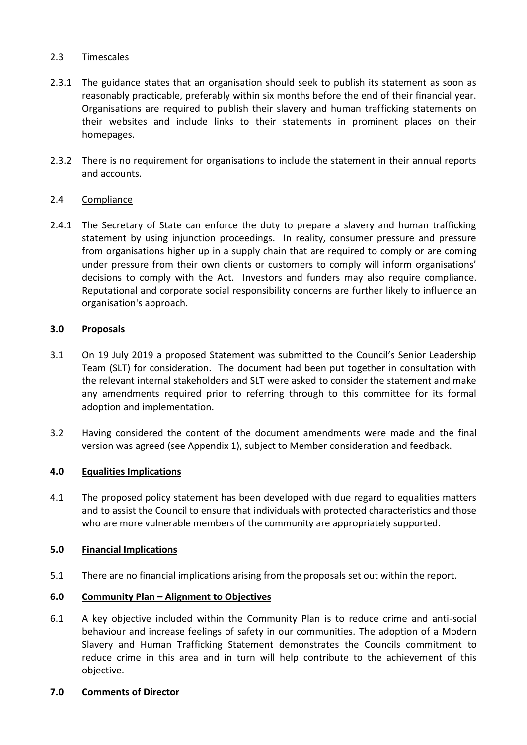2.3 <u>Timescales</u>

2.3.1 The guidance states that an organisation should seek to publish its statement as soon as reasonably practicable, preferably within six months before the end of their financial year. Organisations are required to publish their slavery and human trafficking statements on their websites and include links to their statements in prominent places on their homepages.

2.3.2 There is no requirement for organisations to include the statement in their annual reports and accounts.

2.4 <u>Compliance</u>

2.4.1 The Secretary of State can enforce the duty to prepare a slavery and human trafficking statement by using injunction proceedings. In reality, consumer pressure and pressure from organisations higher up in a supply chain that are required to comply or are coming under pressure from their own clients or customers to comply will inform organisations' decisions to comply with the Act. Investors and funders may also require compliance. Reputational and corporate social responsibility concerns are further likely to influence an organisation's approach.

## 3.0 Proposals

3.1 On 19 July 2019 a proposed Statement was submitted to the Council's Senior Leadership Team (SLT) for consideration. The document had been put together in consultation with the relevant internal stakeholders and SLT were asked to consider the statement and make any amendments required prior to referring through to this committee for its formal adoption and implementation.

3.2 Having considered the content of the document amendments were made and the final version was agreed (see Appendix 1), subject to Member consideration and feedback.

## 4.0 Equalities Implications

4.1 The proposed policy statement has been developed with due regard to equalities matters and to assist the Council to ensure that individuals with protected characteristics and those who are more vulnerable members of the community are appropriately supported.

## 5.0 Financial Implications

5.1 There are no financial implications arising from the proposals set out within the report.

## 6.0 Community Plan – Alignment to Objectives

6.1 A key objective included within the Community Plan is to reduce crime and anti-social behaviour and increase feelings of safety in our communities. The adoption of a Modern Slavery and Human Trafficking Statement demonstrates the Councils commitment to reduce crime in this area and in turn will help contribute to the achievement of this objective.

## 7.0 Comments of Director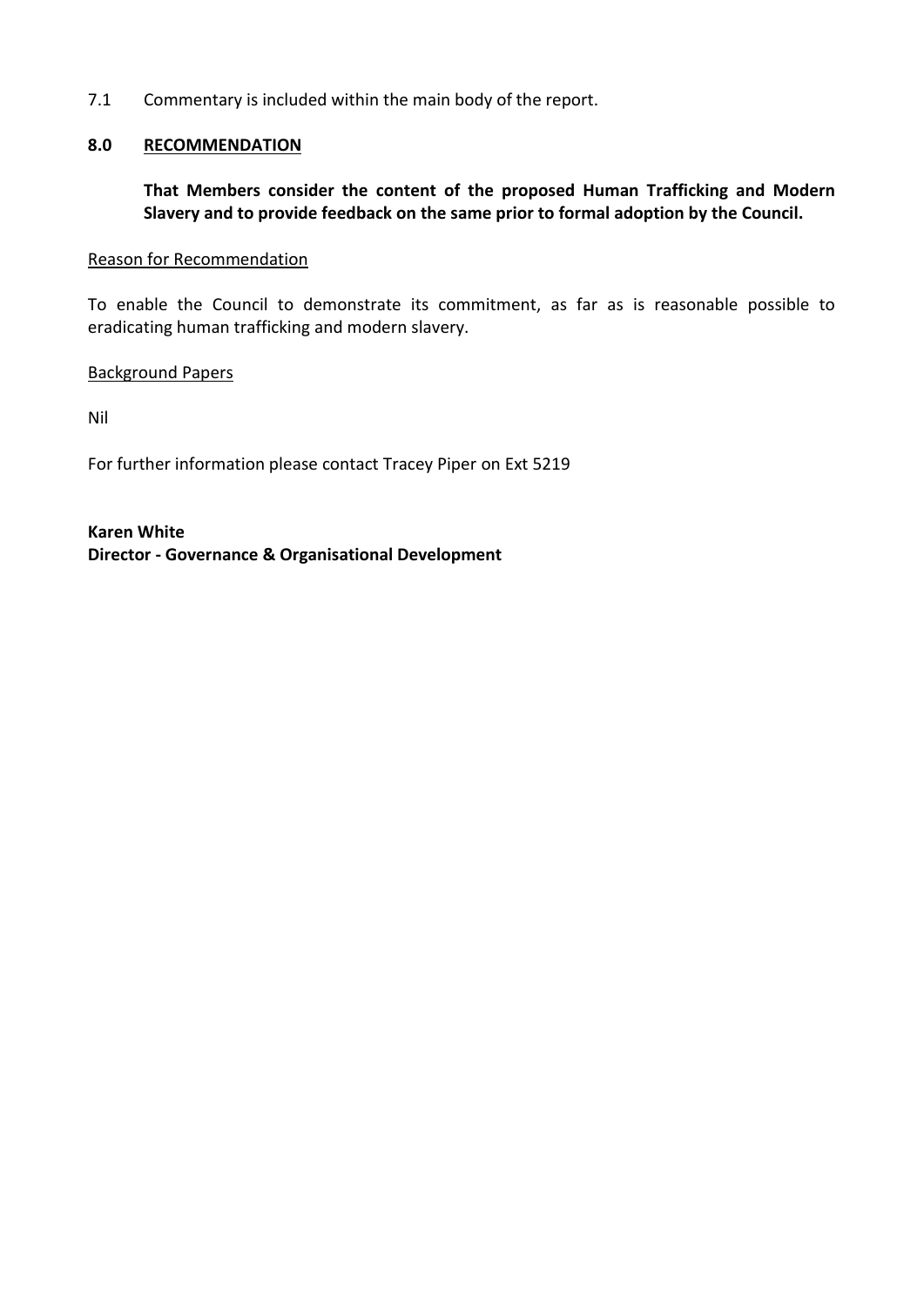7.1 Commentary is included within the main body of the report.

## 8.0 RECOMMENDATION

**That Members consider the content of the proposed Human Trafficking and Modern Slavery and to provide feedback on the same prior to formal adoption by the Council.**

Reason for Recommendation

To enable the Council to demonstrate its commitment, as far as is reasonable possible to eradicating human trafficking and modern slavery.

Background Papers

Nil

For further information please contact Tracey Piper on Ext 5219

**Karen White**
**Director - Governance & Organisational Development**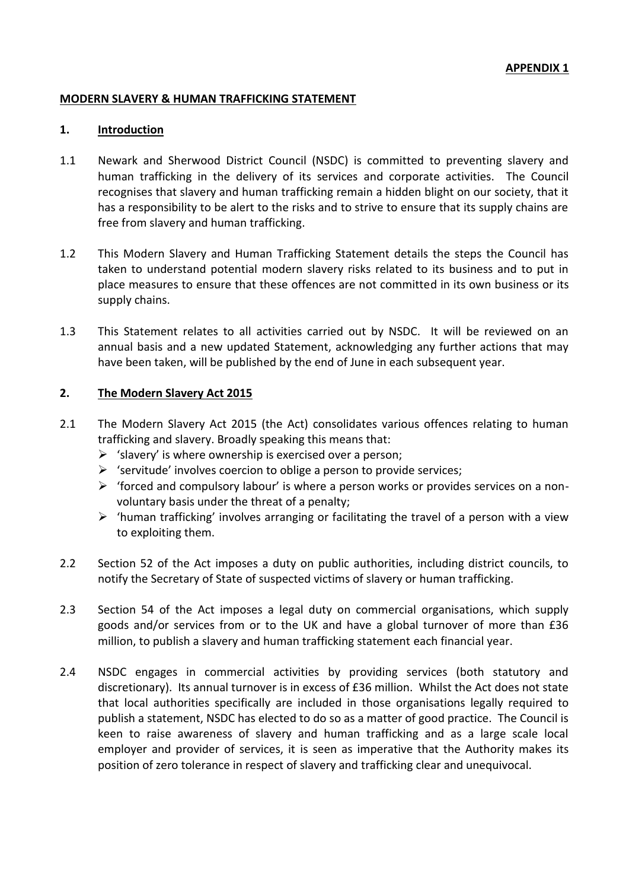**APPENDIX 1**

# MODERN SLAVERY & HUMAN TRAFFICKING STATEMENT

## 1. Introduction

1.1 Newark and Sherwood District Council (NSDC) is committed to preventing slavery and human trafficking in the delivery of its services and corporate activities. The Council recognises that slavery and human trafficking remain a hidden blight on our society, that it has a responsibility to be alert to the risks and to strive to ensure that its supply chains are free from slavery and human trafficking.

1.2 This Modern Slavery and Human Trafficking Statement details the steps the Council has taken to understand potential modern slavery risks related to its business and to put in place measures to ensure that these offences are not committed in its own business or its supply chains.

1.3 This Statement relates to all activities carried out by NSDC. It will be reviewed on an annual basis and a new updated Statement, acknowledging any further actions that may have been taken, will be published by the end of June in each subsequent year.

## 2. The Modern Slavery Act 2015

2.1 The Modern Slavery Act 2015 (the Act) consolidates various offences relating to human trafficking and slavery. Broadly speaking this means that:

- 'slavery' is where ownership is exercised over a person;
- 'servitude' involves coercion to oblige a person to provide services;
- 'forced and compulsory labour' is where a person works or provides services on a non-voluntary basis under the threat of a penalty;
- 'human trafficking' involves arranging or facilitating the travel of a person with a view to exploiting them.

2.2 Section 52 of the Act imposes a duty on public authorities, including district councils, to notify the Secretary of State of suspected victims of slavery or human trafficking.

2.3 Section 54 of the Act imposes a legal duty on commercial organisations, which supply goods and/or services from or to the UK and have a global turnover of more than £36 million, to publish a slavery and human trafficking statement each financial year.

2.4 NSDC engages in commercial activities by providing services (both statutory and discretionary). Its annual turnover is in excess of £36 million. Whilst the Act does not state that local authorities specifically are included in those organisations legally required to publish a statement, NSDC has elected to do so as a matter of good practice. The Council is keen to raise awareness of slavery and human trafficking and as a large scale local employer and provider of services, it is seen as imperative that the Authority makes its position of zero tolerance in respect of slavery and trafficking clear and unequivocal.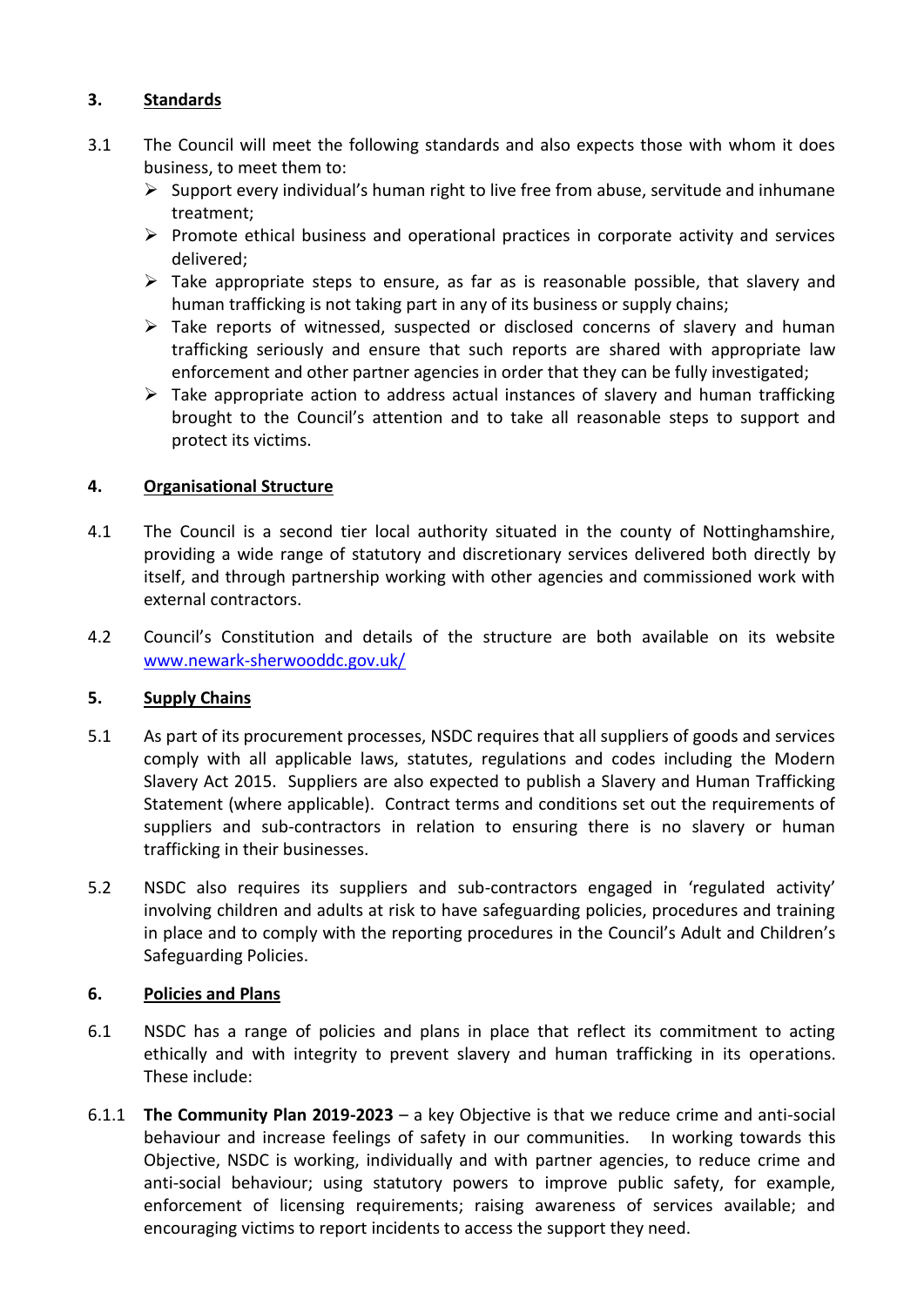## 3. Standards

3.1 The Council will meet the following standards and also expects those with whom it does business, to meet them to:

- Support every individual's human right to live free from abuse, servitude and inhumane treatment;
- Promote ethical business and operational practices in corporate activity and services delivered;
- Take appropriate steps to ensure, as far as is reasonable possible, that slavery and human trafficking is not taking part in any of its business or supply chains;
- Take reports of witnessed, suspected or disclosed concerns of slavery and human trafficking seriously and ensure that such reports are shared with appropriate law enforcement and other partner agencies in order that they can be fully investigated;
- Take appropriate action to address actual instances of slavery and human trafficking brought to the Council's attention and to take all reasonable steps to support and protect its victims.

## 4. Organisational Structure

4.1 The Council is a second tier local authority situated in the county of Nottinghamshire, providing a wide range of statutory and discretionary services delivered both directly by itself, and through partnership working with other agencies and commissioned work with external contractors.

4.2 Council's Constitution and details of the structure are both available on its website [www.newark-sherwooddc.gov.uk/](www.newark-sherwooddc.gov.uk/)

## 5. Supply Chains

5.1 As part of its procurement processes, NSDC requires that all suppliers of goods and services comply with all applicable laws, statutes, regulations and codes including the Modern Slavery Act 2015. Suppliers are also expected to publish a Slavery and Human Trafficking Statement (where applicable). Contract terms and conditions set out the requirements of suppliers and sub-contractors in relation to ensuring there is no slavery or human trafficking in their businesses.

5.2 NSDC also requires its suppliers and sub-contractors engaged in 'regulated activity' involving children and adults at risk to have safeguarding policies, procedures and training in place and to comply with the reporting procedures in the Council's Adult and Children's Safeguarding Policies.

## 6. Policies and Plans

6.1 NSDC has a range of policies and plans in place that reflect its commitment to acting ethically and with integrity to prevent slavery and human trafficking in its operations. These include:

6.1.1 **The Community Plan 2019-2023** – a key Objective is that we reduce crime and anti-social behaviour and increase feelings of safety in our communities. In working towards this Objective, NSDC is working, individually and with partner agencies, to reduce crime and anti-social behaviour; using statutory powers to improve public safety, for example, enforcement of licensing requirements; raising awareness of services available; and encouraging victims to report incidents to access the support they need.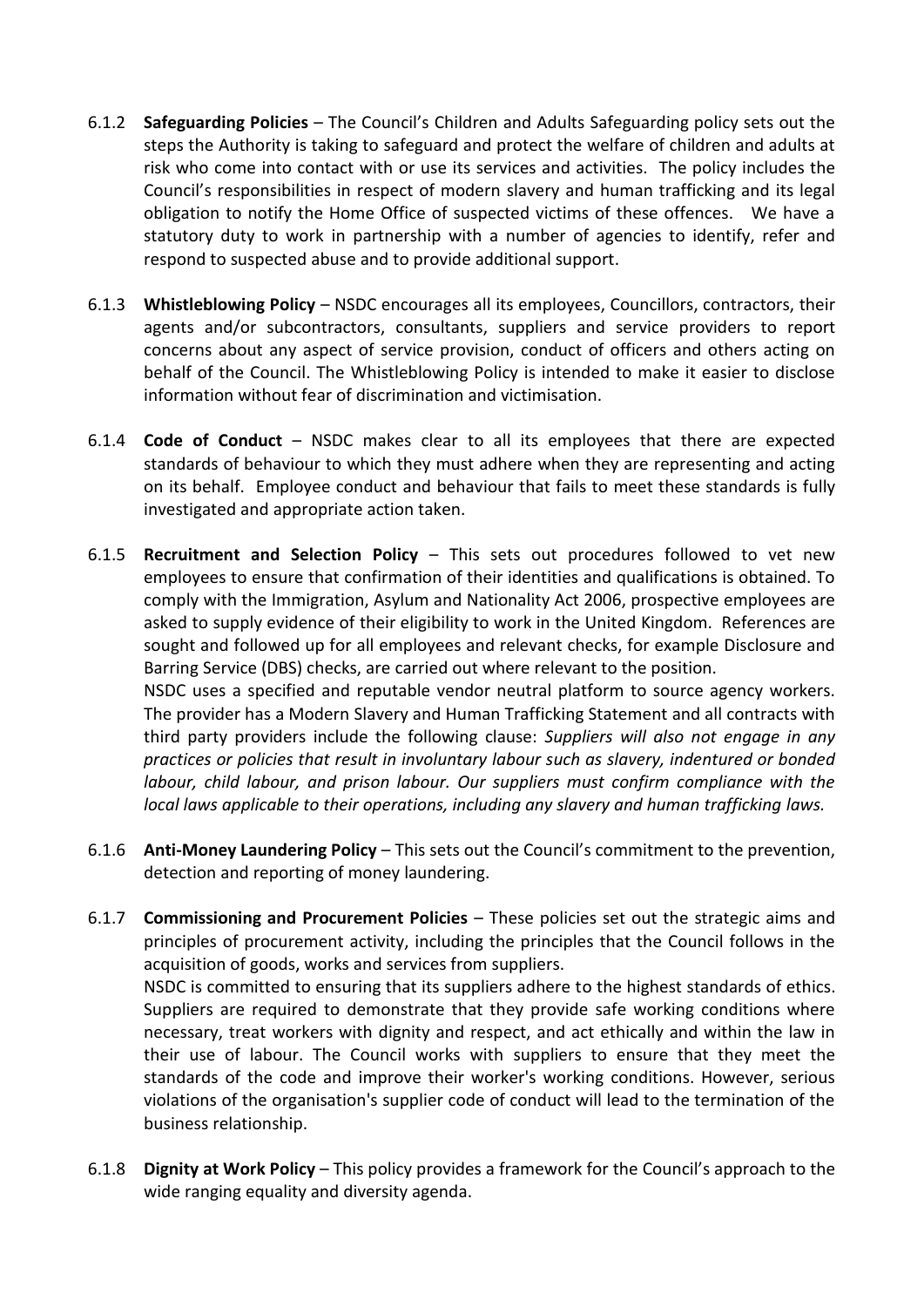6.1.2 **Safeguarding Policies** – The Council's Children and Adults Safeguarding policy sets out the steps the Authority is taking to safeguard and protect the welfare of children and adults at risk who come into contact with or use its services and activities. The policy includes the Council's responsibilities in respect of modern slavery and human trafficking and its legal obligation to notify the Home Office of suspected victims of these offences. We have a statutory duty to work in partnership with a number of agencies to identify, refer and respond to suspected abuse and to provide additional support.

6.1.3 **Whistleblowing Policy** – NSDC encourages all its employees, Councillors, contractors, their agents and/or subcontractors, consultants, suppliers and service providers to report concerns about any aspect of service provision, conduct of officers and others acting on behalf of the Council. The Whistleblowing Policy is intended to make it easier to disclose information without fear of discrimination and victimisation.

6.1.4 **Code of Conduct** – NSDC makes clear to all its employees that there are expected standards of behaviour to which they must adhere when they are representing and acting on its behalf. Employee conduct and behaviour that fails to meet these standards is fully investigated and appropriate action taken.

6.1.5 **Recruitment and Selection Policy** – This sets out procedures followed to vet new employees to ensure that confirmation of their identities and qualifications is obtained. To comply with the Immigration, Asylum and Nationality Act 2006, prospective employees are asked to supply evidence of their eligibility to work in the United Kingdom. References are sought and followed up for all employees and relevant checks, for example Disclosure and Barring Service (DBS) checks, are carried out where relevant to the position.
NSDC uses a specified and reputable vendor neutral platform to source agency workers. The provider has a Modern Slavery and Human Trafficking Statement and all contracts with third party providers include the following clause: *Suppliers will also not engage in any practices or policies that result in involuntary labour such as slavery, indentured or bonded labour, child labour, and prison labour. Our suppliers must confirm compliance with the local laws applicable to their operations, including any slavery and human trafficking laws.*

6.1.6 **Anti-Money Laundering Policy** – This sets out the Council's commitment to the prevention, detection and reporting of money laundering.

6.1.7 **Commissioning and Procurement Policies** – These policies set out the strategic aims and principles of procurement activity, including the principles that the Council follows in the acquisition of goods, works and services from suppliers.
NSDC is committed to ensuring that its suppliers adhere to the highest standards of ethics. Suppliers are required to demonstrate that they provide safe working conditions where necessary, treat workers with dignity and respect, and act ethically and within the law in their use of labour. The Council works with suppliers to ensure that they meet the standards of the code and improve their worker's working conditions. However, serious violations of the organisation's supplier code of conduct will lead to the termination of the business relationship.

6.1.8 **Dignity at Work Policy** – This policy provides a framework for the Council's approach to the wide ranging equality and diversity agenda.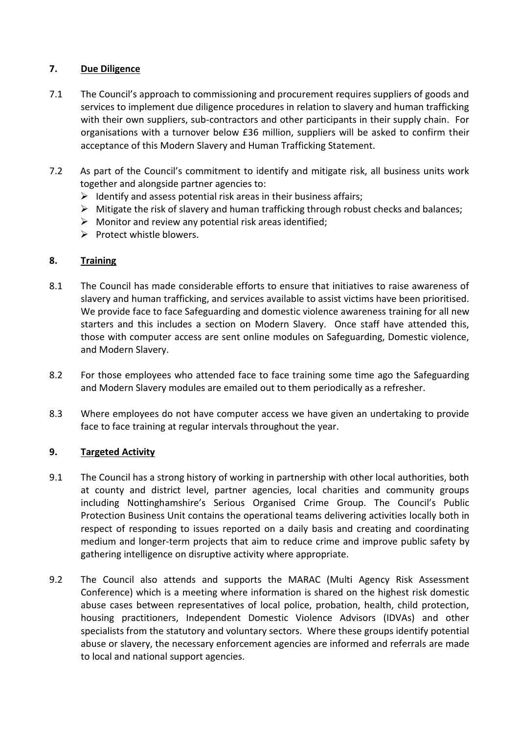## 7. Due Diligence

7.1 The Council's approach to commissioning and procurement requires suppliers of goods and services to implement due diligence procedures in relation to slavery and human trafficking with their own suppliers, sub-contractors and other participants in their supply chain. For organisations with a turnover below £36 million, suppliers will be asked to confirm their acceptance of this Modern Slavery and Human Trafficking Statement.

7.2 As part of the Council's commitment to identify and mitigate risk, all business units work together and alongside partner agencies to:

- Identify and assess potential risk areas in their business affairs;
- Mitigate the risk of slavery and human trafficking through robust checks and balances;
- Monitor and review any potential risk areas identified;
- Protect whistle blowers.

## 8. Training

8.1 The Council has made considerable efforts to ensure that initiatives to raise awareness of slavery and human trafficking, and services available to assist victims have been prioritised. We provide face to face Safeguarding and domestic violence awareness training for all new starters and this includes a section on Modern Slavery. Once staff have attended this, those with computer access are sent online modules on Safeguarding, Domestic violence, and Modern Slavery.

8.2 For those employees who attended face to face training some time ago the Safeguarding and Modern Slavery modules are emailed out to them periodically as a refresher.

8.3 Where employees do not have computer access we have given an undertaking to provide face to face training at regular intervals throughout the year.

## 9. Targeted Activity

9.1 The Council has a strong history of working in partnership with other local authorities, both at county and district level, partner agencies, local charities and community groups including Nottinghamshire's Serious Organised Crime Group. The Council's Public Protection Business Unit contains the operational teams delivering activities locally both in respect of responding to issues reported on a daily basis and creating and coordinating medium and longer-term projects that aim to reduce crime and improve public safety by gathering intelligence on disruptive activity where appropriate.

9.2 The Council also attends and supports the MARAC (Multi Agency Risk Assessment Conference) which is a meeting where information is shared on the highest risk domestic abuse cases between representatives of local police, probation, health, child protection, housing practitioners, Independent Domestic Violence Advisors (IDVAs) and other specialists from the statutory and voluntary sectors. Where these groups identify potential abuse or slavery, the necessary enforcement agencies are informed and referrals are made to local and national support agencies.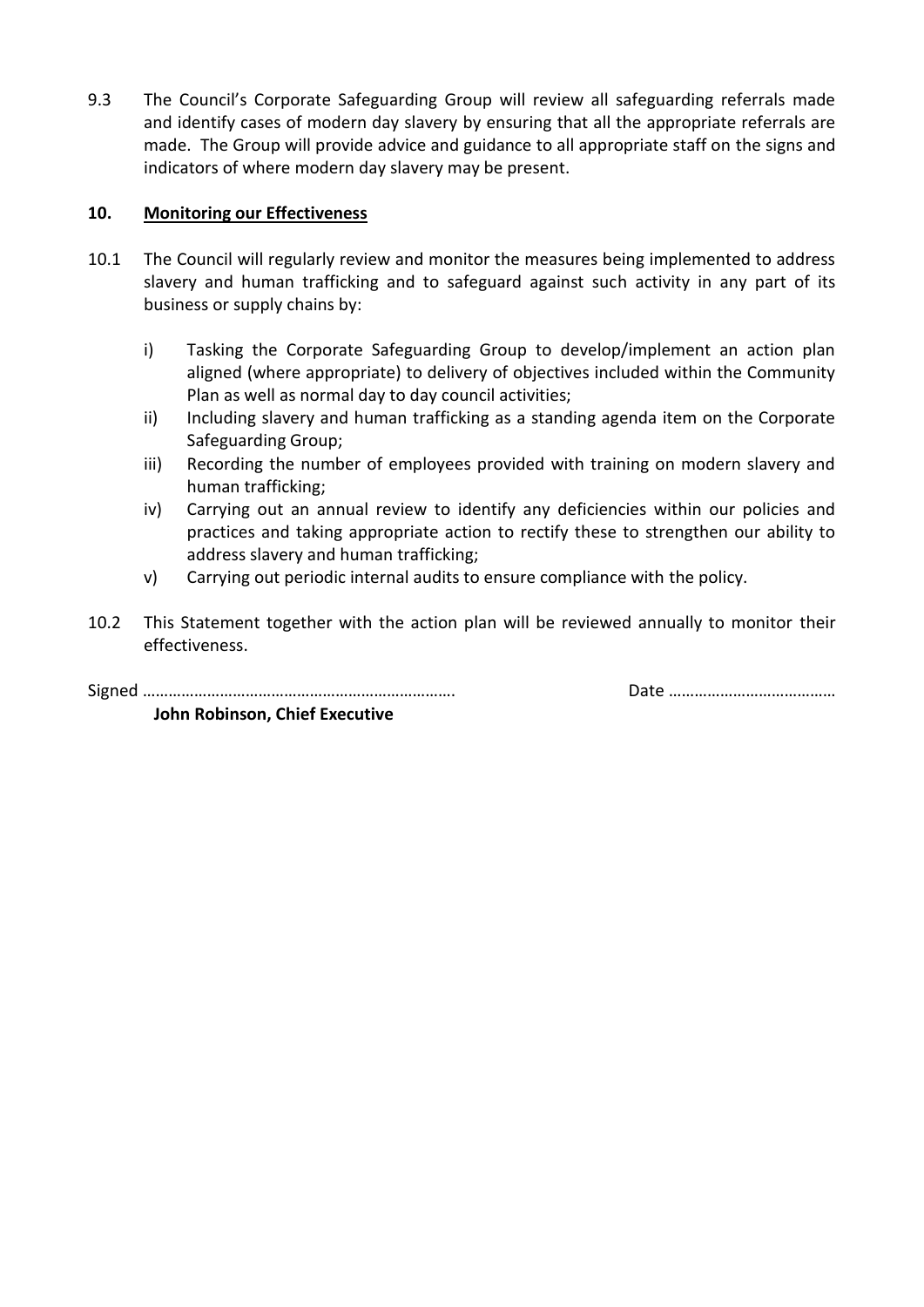9.3 The Council's Corporate Safeguarding Group will review all safeguarding referrals made and identify cases of modern day slavery by ensuring that all the appropriate referrals are made. The Group will provide advice and guidance to all appropriate staff on the signs and indicators of where modern day slavery may be present.

## 10. Monitoring our Effectiveness

10.1 The Council will regularly review and monitor the measures being implemented to address slavery and human trafficking and to safeguard against such activity in any part of its business or supply chains by:

i) Tasking the Corporate Safeguarding Group to develop/implement an action plan aligned (where appropriate) to delivery of objectives included within the Community Plan as well as normal day to day council activities;
ii) Including slavery and human trafficking as a standing agenda item on the Corporate Safeguarding Group;
iii) Recording the number of employees provided with training on modern slavery and human trafficking;
iv) Carrying out an annual review to identify any deficiencies within our policies and practices and taking appropriate action to rectify these to strengthen our ability to address slavery and human trafficking;
v) Carrying out periodic internal audits to ensure compliance with the policy.

10.2 This Statement together with the action plan will be reviewed annually to monitor their effectiveness.

Signed ………………………………………………………………. Date ……………………………….

**John Robinson, Chief Executive**